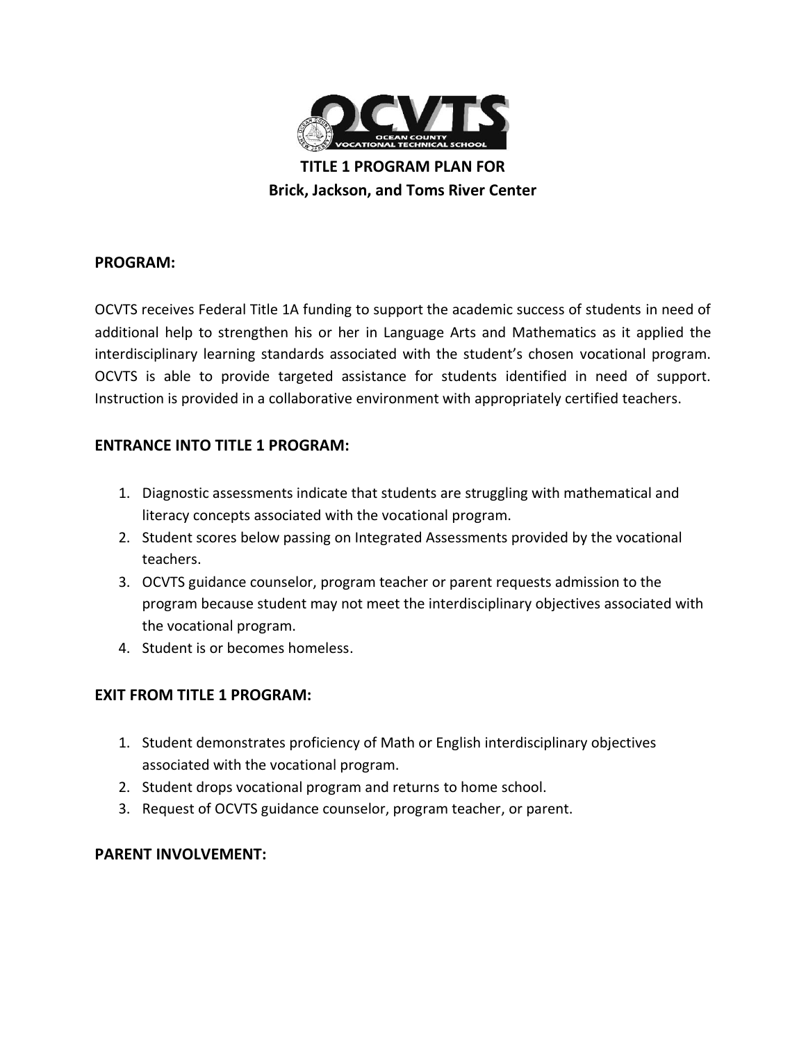# TITLE 1 PROGRAM PLAN FOR
## Brick, Jackson, and Toms River Center

### PROGRAM:

OCVTS receives Federal Title 1A funding to support the academic success of students in need of additional help to strengthen his or her in Language Arts and Mathematics as it applied the interdisciplinary learning standards associated with the student's chosen vocational program. OCVTS is able to provide targeted assistance for students identified in need of support. Instruction is provided in a collaborative environment with appropriately certified teachers.

### ENTRANCE INTO TITLE 1 PROGRAM:

1. Diagnostic assessments indicate that students are struggling with mathematical and literacy concepts associated with the vocational program.
2. Student scores below passing on Integrated Assessments provided by the vocational teachers.
3. OCVTS guidance counselor, program teacher or parent requests admission to the program because student may not meet the interdisciplinary objectives associated with the vocational program.
4. Student is or becomes homeless.

### EXIT FROM TITLE 1 PROGRAM:

1. Student demonstrates proficiency of Math or English interdisciplinary objectives associated with the vocational program.
2. Student drops vocational program and returns to home school.
3. Request of OCVTS guidance counselor, program teacher, or parent.

### PARENT INVOLVEMENT: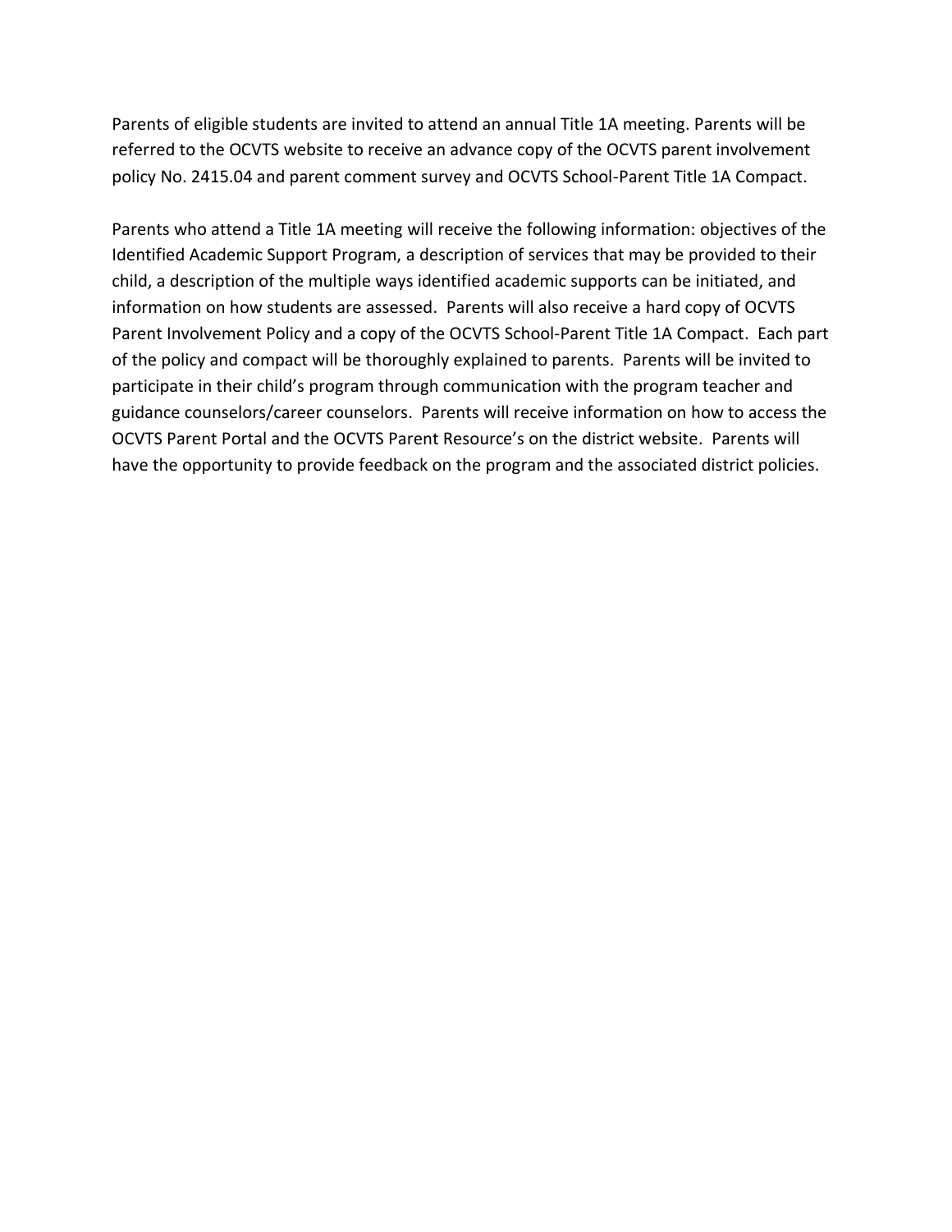Parents of eligible students are invited to attend an annual Title 1A meeting. Parents will be referred to the OCVTS website to receive an advance copy of the OCVTS parent involvement policy No. 2415.04 and parent comment survey and OCVTS School-Parent Title 1A Compact.

Parents who attend a Title 1A meeting will receive the following information: objectives of the Identified Academic Support Program, a description of services that may be provided to their child, a description of the multiple ways identified academic supports can be initiated, and information on how students are assessed. Parents will also receive a hard copy of OCVTS Parent Involvement Policy and a copy of the OCVTS School-Parent Title 1A Compact. Each part of the policy and compact will be thoroughly explained to parents. Parents will be invited to participate in their child's program through communication with the program teacher and guidance counselors/career counselors. Parents will receive information on how to access the OCVTS Parent Portal and the OCVTS Parent Resource's on the district website. Parents will have the opportunity to provide feedback on the program and the associated district policies.